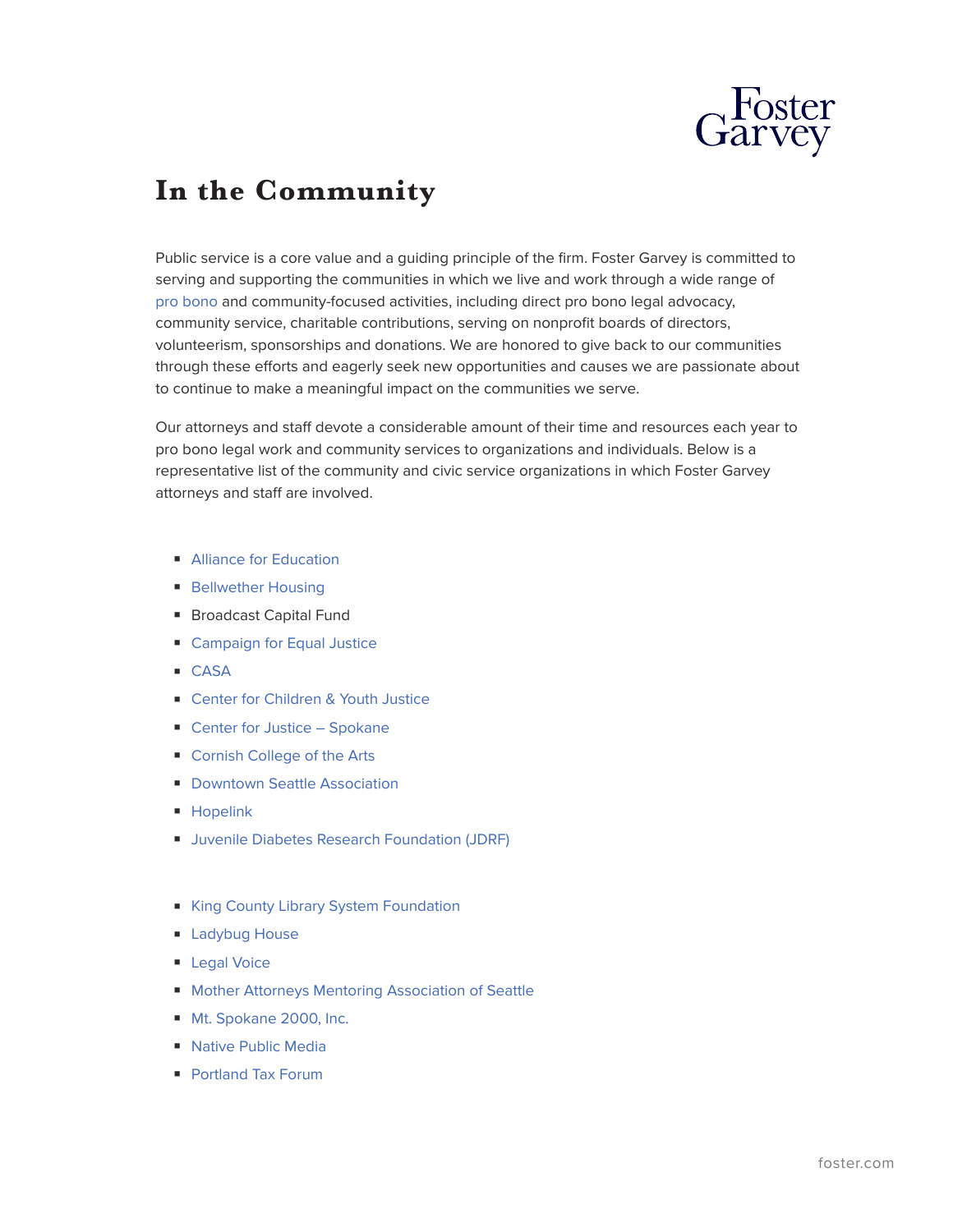# In the Community

Public service is a core value and a guiding principle of the firm. Foster Garvey is committed to serving and supporting the communities in which we live and work through a wide range of pro bono and community-focused activities, including direct pro bono legal advocacy, community service, charitable contributions, serving on nonprofit boards of directors, volunteerism, sponsorships and donations. We are honored to give back to our communities through these efforts and eagerly seek new opportunities and causes we are passionate about to continue to make a meaningful impact on the communities we serve.

Our attorneys and staff devote a considerable amount of their time and resources each year to pro bono legal work and community services to organizations and individuals. Below is a representative list of the community and civic service organizations in which Foster Garvey attorneys and staff are involved.

- Alliance for Education
- Bellwether Housing
- Broadcast Capital Fund
- Campaign for Equal Justice
- CASA
- Center for Children & Youth Justice
- Center for Justice – Spokane
- Cornish College of the Arts
- Downtown Seattle Association
- Hopelink
- Juvenile Diabetes Research Foundation (JDRF)

- King County Library System Foundation
- Ladybug House
- Legal Voice
- Mother Attorneys Mentoring Association of Seattle
- Mt. Spokane 2000, Inc.
- Native Public Media
- Portland Tax Forum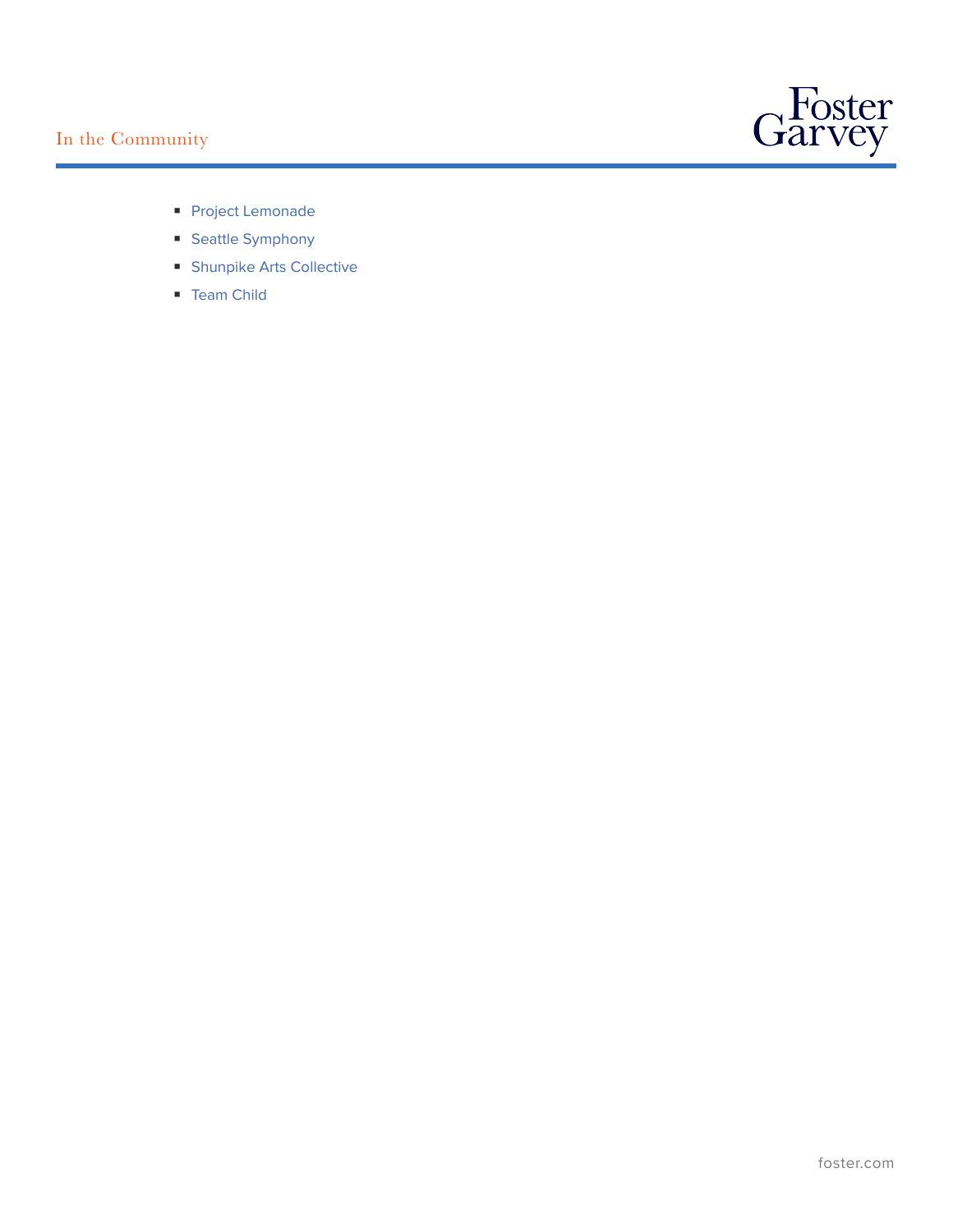- Project Lemonade
- Seattle Symphony
- Shunpike Arts Collective
- Team Child